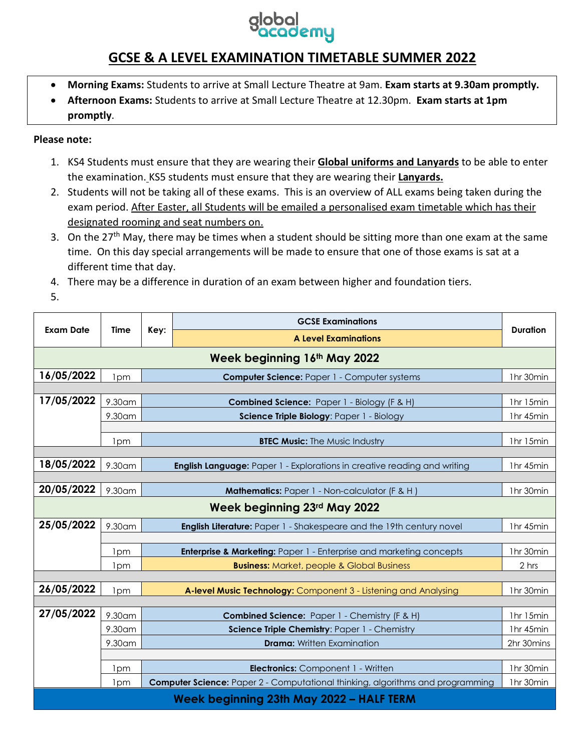# GCSE & A LEVEL EXAMINATION TIMETABLE SUMMER 2022

- **Morning Exams:** Students to arrive at Small Lecture Theatre at 9am. **Exam starts at 9.30am promptly.**
- **Afternoon Exams:** Students to arrive at Small Lecture Theatre at 12.30pm. **Exam starts at 1pm promptly**.

**Please note:**

1. KS4 Students must ensure that they are wearing their **Global uniforms and Lanyards** to be able to enter the examination. KS5 students must ensure that they are wearing their **Lanyards.**
2. Students will not be taking all of these exams. This is an overview of ALL exams being taken during the exam period. After Easter, all Students will be emailed a personalised exam timetable which has their designated rooming and seat numbers on.
3. On the 27th May, there may be times when a student should be sitting more than one exam at the same time. On this day special arrangements will be made to ensure that one of those exams is sat at a different time that day.
4. There may be a difference in duration of an exam between higher and foundation tiers.
5.

| Exam Date | Time | Key: | GCSE Examinations / A Level Examinations | Duration |
|---|---|---|---|---|
| **Week beginning 16th May 2022** | | | | |
| **16/05/2022** | 1pm | | **Computer Science:** Paper 1 - Computer systems | 1hr 30min |
| **17/05/2022** | 9.30am | | **Combined Science:** Paper 1 - Biology (F & H) | 1hr 15min |
| | 9.30am | | **Science Triple Biology**: Paper 1 - Biology | 1hr 45min |
| | 1pm | | **BTEC Music:** The Music Industry | 1hr 15min |
| **18/05/2022** | 9.30am | | **English Language:** Paper 1 - Explorations in creative reading and writing | 1hr 45min |
| **20/05/2022** | 9.30am | | **Mathematics:** Paper 1 - Non-calculator (F & H ) | 1hr 30min |
| **Week beginning 23rd May 2022** | | | | |
| **25/05/2022** | 9.30am | | **English Literature:** Paper 1 - Shakespeare and the 19th century novel | 1hr 45min |
| | 1pm | | **Enterprise & Marketing:** Paper 1 - Enterprise and marketing concepts | 1hr 30min |
| | 1pm | | **Business:** Market, people & Global Business | 2 hrs |
| **26/05/2022** | 1pm | | **A-level Music Technology:** Component 3 - Listening and Analysing | 1hr 30min |
| **27/05/2022** | 9.30am | | **Combined Science:** Paper 1 - Chemistry (F & H) | 1hr 15min |
| | 9.30am | | **Science Triple Chemistry**: Paper 1 - Chemistry | 1hr 45min |
| | 9.30am | | **Drama:** Written Examination | 2hr 30mins |
| | 1pm | | **Electronics:** Component 1 - Written | 1hr 30min |
| | 1pm | | **Computer Science:** Paper 2 - Computational thinking, algorithms and programming | 1hr 30min |
| **Week beginning 23th May 2022 – HALF TERM** | | | | |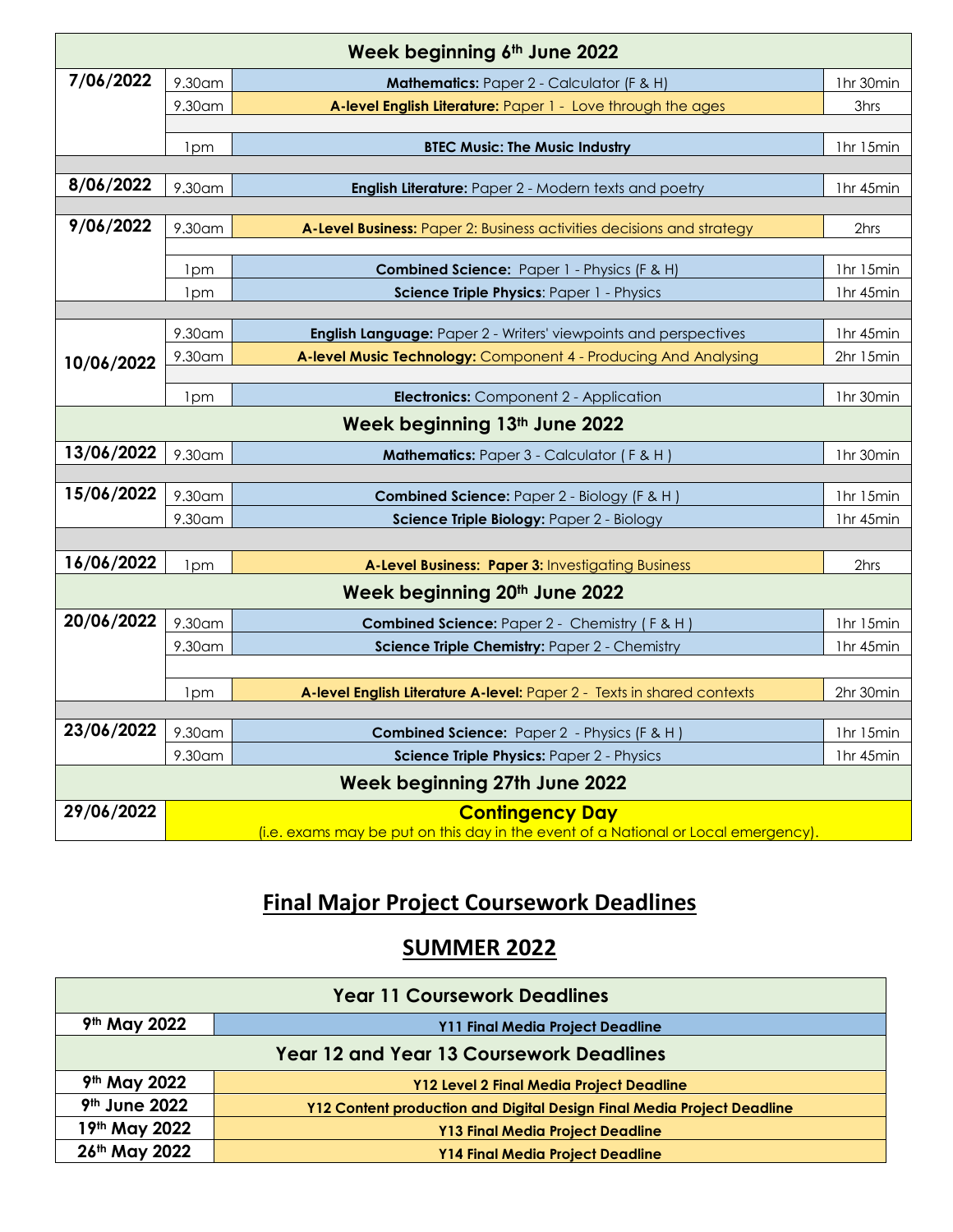| | | | |
|---|---|---|---|
| **Week beginning 6th June 2022** | | | |
| **7/06/2022** | 9.30am | **Mathematics:** Paper 2 - Calculator (F & H) | 1hr 30min |
| | 9.30am | **A-level English Literature:** Paper 1 - Love through the ages | 3hrs |
| | 1pm | **BTEC Music: The Music Industry** | 1hr 15min |
| **8/06/2022** | 9.30am | **English Literature:** Paper 2 - Modern texts and poetry | 1hr 45min |
| **9/06/2022** | 9.30am | **A-Level Business:** Paper 2: Business activities decisions and strategy | 2hrs |
| | 1pm | **Combined Science:** Paper 1 - Physics (F & H) | 1hr 15min |
| | 1pm | **Science Triple Physics**: Paper 1 - Physics | 1hr 45min |
| **10/06/2022** | 9.30am | **English Language:** Paper 2 - Writers' viewpoints and perspectives | 1hr 45min |
| | 9.30am | **A-level Music Technology:** Component 4 - Producing And Analysing | 2hr 15min |
| | 1pm | **Electronics:** Component 2 - Application | 1hr 30min |
| **Week beginning 13th June 2022** | | | |
| **13/06/2022** | 9.30am | **Mathematics:** Paper 3 - Calculator ( F & H ) | 1hr 30min |
| **15/06/2022** | 9.30am | **Combined Science:** Paper 2 - Biology (F & H ) | 1hr 15min |
| | 9.30am | **Science Triple Biology:** Paper 2 - Biology | 1hr 45min |
| **16/06/2022** | 1pm | **A-Level Business: Paper 3:** Investigating Business | 2hrs |
| **Week beginning 20th June 2022** | | | |
| **20/06/2022** | 9.30am | **Combined Science:** Paper 2 - Chemistry ( F & H ) | 1hr 15min |
| | 9.30am | **Science Triple Chemistry:** Paper 2 - Chemistry | 1hr 45min |
| | 1pm | **A-level English Literature A-level:** Paper 2 - Texts in shared contexts | 2hr 30min |
| **23/06/2022** | 9.30am | **Combined Science:** Paper 2 - Physics (F & H ) | 1hr 15min |
| | 9.30am | **Science Triple Physics:** Paper 2 - Physics | 1hr 45min |
| **Week beginning 27th June 2022** | | | |
| **29/06/2022** | **Contingency Day** (i.e. exams may be put on this day in the event of a National or Local emergency). | | |

# Final Major Project Coursework Deadlines

## SUMMER 2022

| | |
|---|---|
| **Year 11 Coursework Deadlines** | |
| **9th May 2022** | **Y11 Final Media Project Deadline** |
| **Year 12 and Year 13 Coursework Deadlines** | |
| **9th May 2022** | **Y12 Level 2 Final Media Project Deadline** |
| **9th June 2022** | **Y12 Content production and Digital Design Final Media Project Deadline** |
| **19th May 2022** | **Y13 Final Media Project Deadline** |
| **26th May 2022** | **Y14 Final Media Project Deadline** |